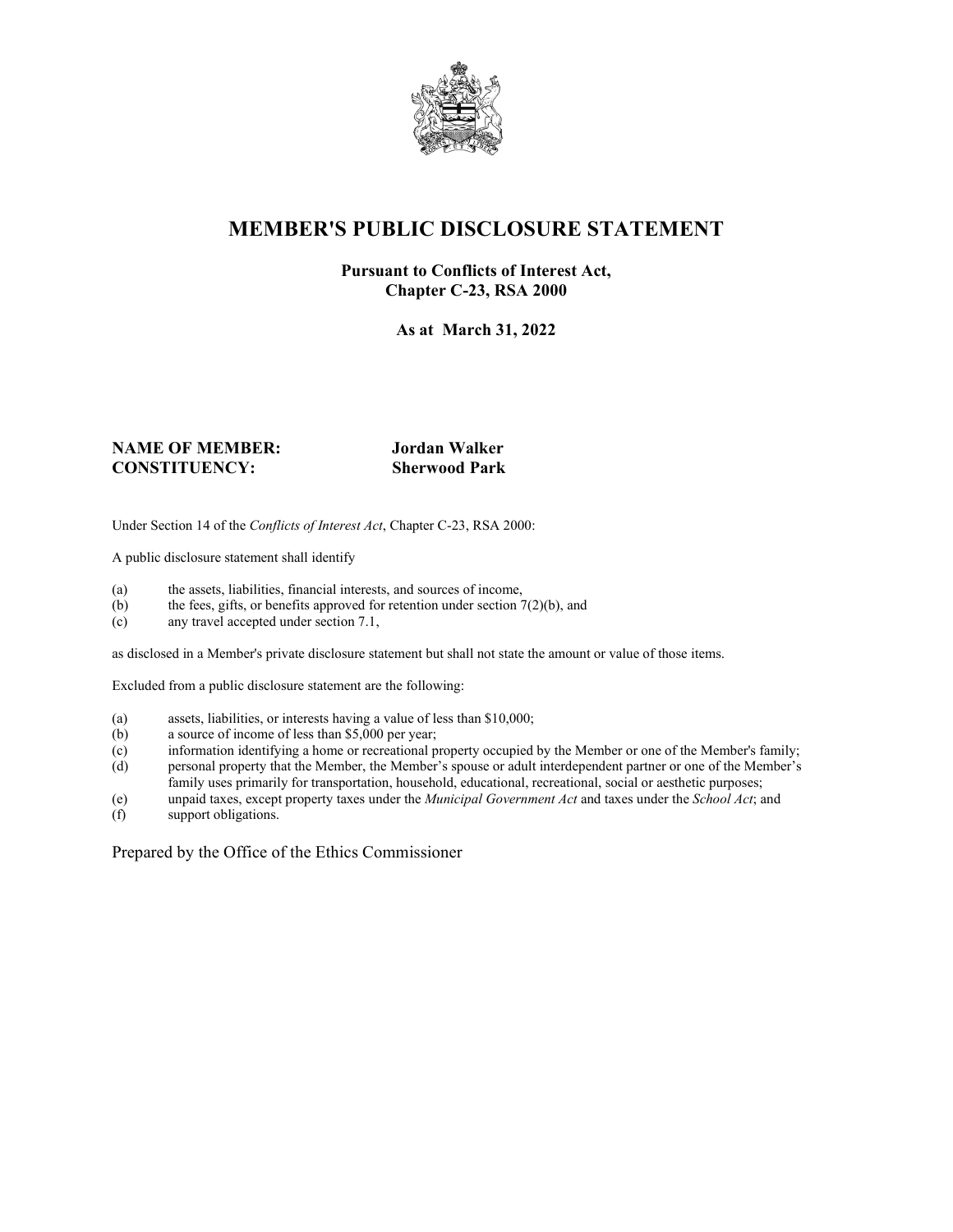# MEMBER'S PUBLIC DISCLOSURE STATEMENT

**Pursuant to Conflicts of Interest Act, Chapter C-23, RSA 2000**

**As at March 31, 2022**

**NAME OF MEMBER:** **Jordan Walker**
**CONSTITUENCY:** **Sherwood Park**

Under Section 14 of the *Conflicts of Interest Act*, Chapter C-23, RSA 2000:

A public disclosure statement shall identify

(a) the assets, liabilities, financial interests, and sources of income,
(b) the fees, gifts, or benefits approved for retention under section 7(2)(b), and
(c) any travel accepted under section 7.1,

as disclosed in a Member's private disclosure statement but shall not state the amount or value of those items.

Excluded from a public disclosure statement are the following:

(a) assets, liabilities, or interests having a value of less than $10,000;
(b) a source of income of less than $5,000 per year;
(c) information identifying a home or recreational property occupied by the Member or one of the Member's family;
(d) personal property that the Member, the Member's spouse or adult interdependent partner or one of the Member's family uses primarily for transportation, household, educational, recreational, social or aesthetic purposes;
(e) unpaid taxes, except property taxes under the *Municipal Government Act* and taxes under the *School Act*; and
(f) support obligations.

Prepared by the Office of the Ethics Commissioner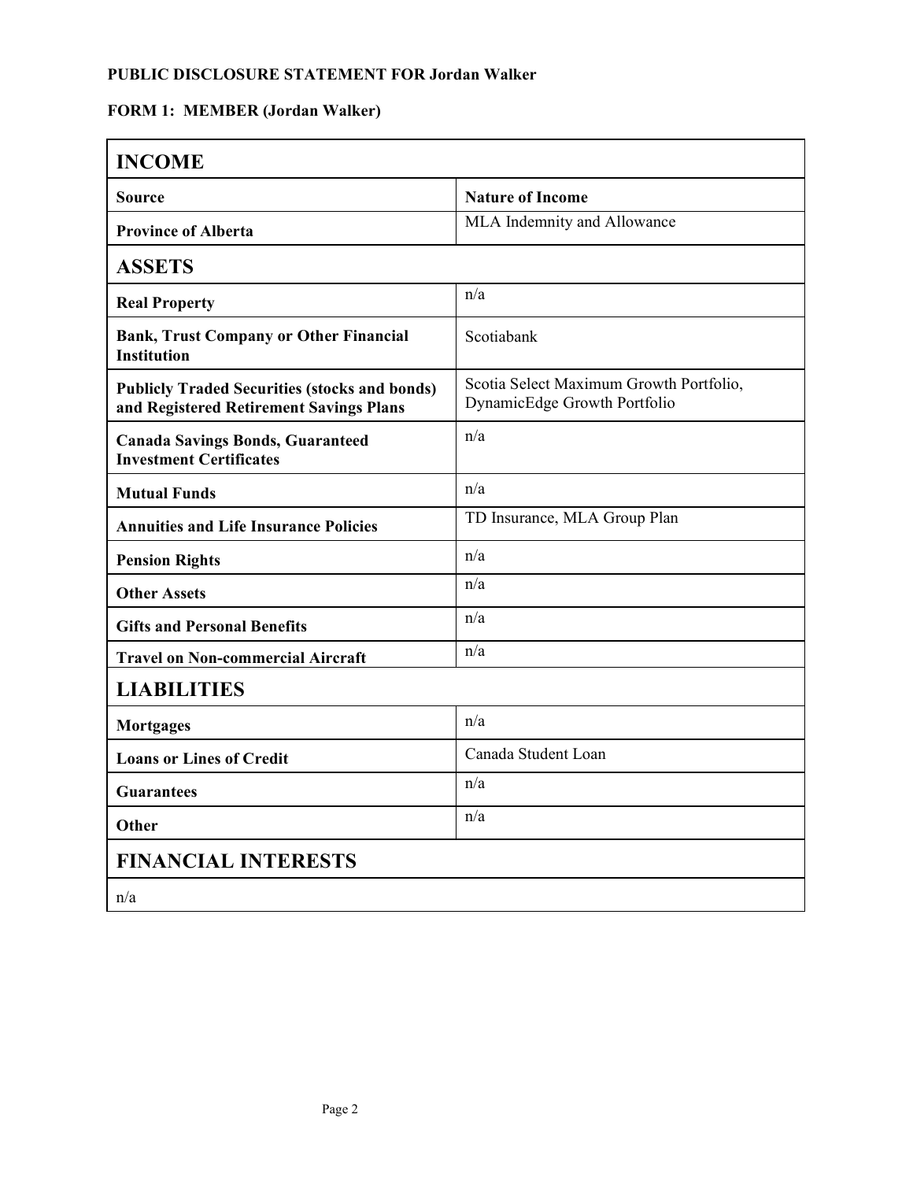**PUBLIC DISCLOSURE STATEMENT FOR Jordan Walker**

**FORM 1: MEMBER (Jordan Walker)**

| **INCOME** | |
|---|---|
| **Source** | **Nature of Income** |
| **Province of Alberta** | MLA Indemnity and Allowance |
| **ASSETS** | |
| **Real Property** | n/a |
| **Bank, Trust Company or Other Financial Institution** | Scotiabank |
| **Publicly Traded Securities (stocks and bonds) and Registered Retirement Savings Plans** | Scotia Select Maximum Growth Portfolio, DynamicEdge Growth Portfolio |
| **Canada Savings Bonds, Guaranteed Investment Certificates** | n/a |
| **Mutual Funds** | n/a |
| **Annuities and Life Insurance Policies** | TD Insurance, MLA Group Plan |
| **Pension Rights** | n/a |
| **Other Assets** | n/a |
| **Gifts and Personal Benefits** | n/a |
| **Travel on Non-commercial Aircraft** | n/a |
| **LIABILITIES** | |
| **Mortgages** | n/a |
| **Loans or Lines of Credit** | Canada Student Loan |
| **Guarantees** | n/a |
| **Other** | n/a |
| **FINANCIAL INTERESTS** | |
| n/a | |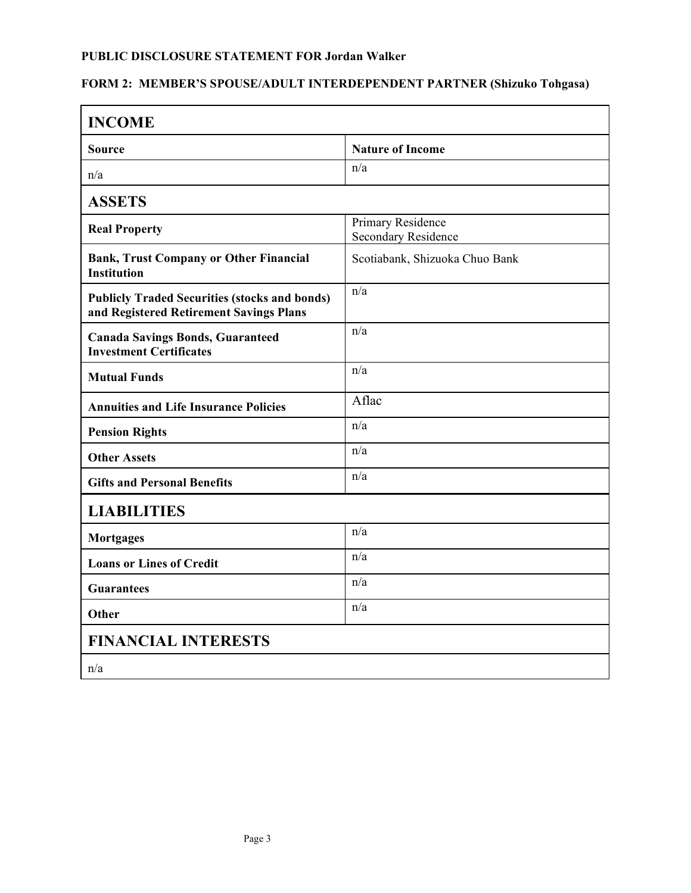**PUBLIC DISCLOSURE STATEMENT FOR Jordan Walker**

**FORM 2: MEMBER'S SPOUSE/ADULT INTERDEPENDENT PARTNER (Shizuko Tohgasa)**

## INCOME

| **Source** | **Nature of Income** |
| --- | --- |
| n/a | n/a |

## ASSETS

| | |
| --- | --- |
| **Real Property** | Primary Residence<br>Secondary Residence |
| **Bank, Trust Company or Other Financial Institution** | Scotiabank, Shizuoka Chuo Bank |
| **Publicly Traded Securities (stocks and bonds) and Registered Retirement Savings Plans** | n/a |
| **Canada Savings Bonds, Guaranteed Investment Certificates** | n/a |
| **Mutual Funds** | n/a |
| **Annuities and Life Insurance Policies** | Aflac |
| **Pension Rights** | n/a |
| **Other Assets** | n/a |
| **Gifts and Personal Benefits** | n/a |

## LIABILITIES

| | |
| --- | --- |
| **Mortgages** | n/a |
| **Loans or Lines of Credit** | n/a |
| **Guarantees** | n/a |
| **Other** | n/a |

## FINANCIAL INTERESTS

n/a